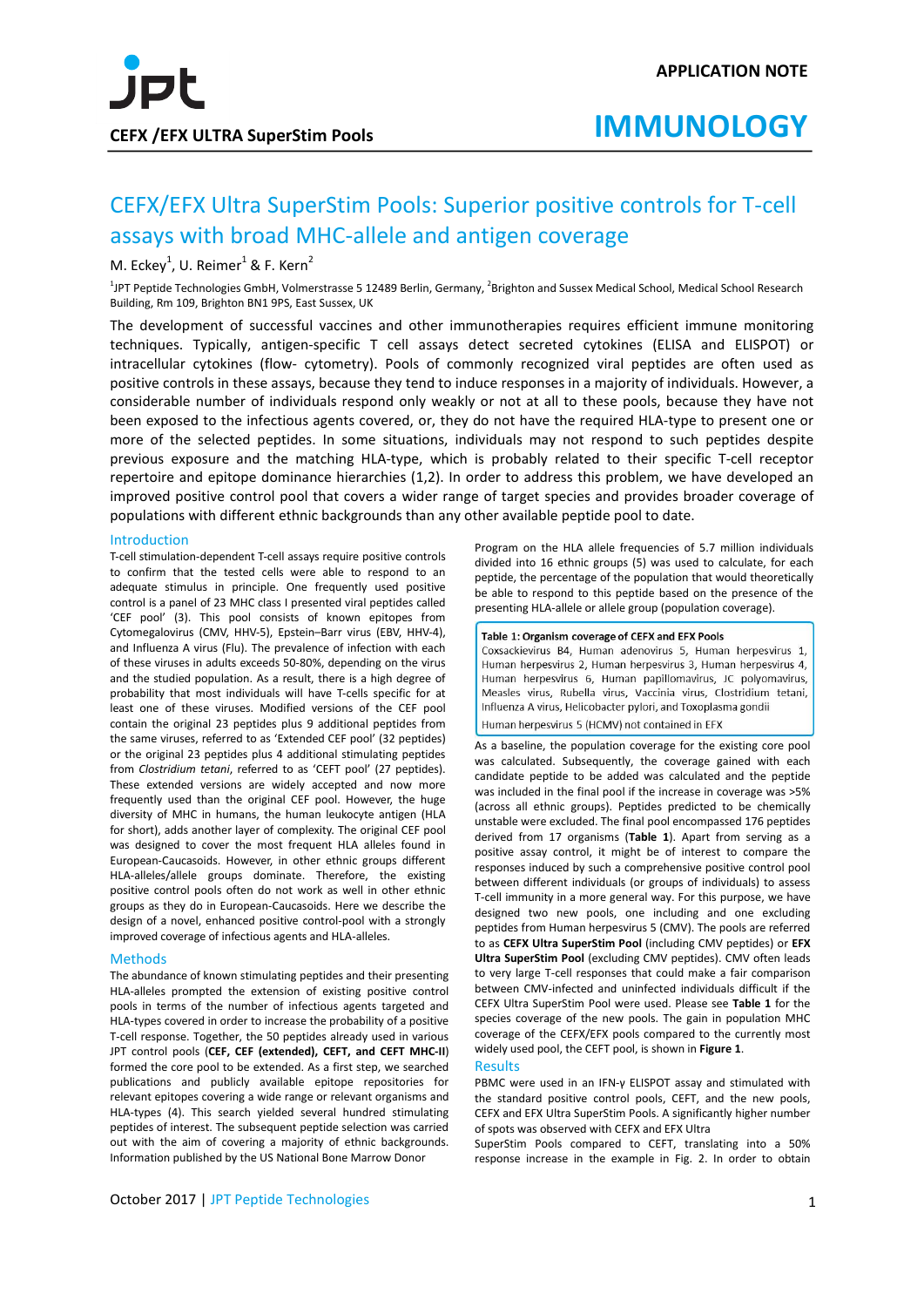APPLICATION NOTE

# IMMUNOLOGY

**CEFX /EFX ULTRA SuperStim Pools**

## CEFX/EFX Ultra SuperStim Pools: Superior positive controls for T-cell assays with broad MHC-allele and antigen coverage

M. Eckey[1], U. Reimer[1] & F. Kern[2]

[1]JPT Peptide Technologies GmbH, Volmerstrasse 5 12489 Berlin, Germany, [2]Brighton and Sussex Medical School, Medical School Research Building, Rm 109, Brighton BN1 9PS, East Sussex, UK

The development of successful vaccines and other immunotherapies requires efficient immune monitoring techniques. Typically, antigen-specific T cell assays detect secreted cytokines (ELISA and ELISPOT) or intracellular cytokines (flow- cytometry). Pools of commonly recognized viral peptides are often used as positive controls in these assays, because they tend to induce responses in a majority of individuals. However, a considerable number of individuals respond only weakly or not at all to these pools, because they have not been exposed to the infectious agents covered, or, they do not have the required HLA-type to present one or more of the selected peptides. In some situations, individuals may not respond to such peptides despite previous exposure and the matching HLA-type, which is probably related to their specific T-cell receptor repertoire and epitope dominance hierarchies (1,2). In order to address this problem, we have developed an improved positive control pool that covers a wider range of target species and provides broader coverage of populations with different ethnic backgrounds than any other available peptide pool to date.

### Introduction

T-cell stimulation-dependent T-cell assays require positive controls to confirm that the tested cells were able to respond to an adequate stimulus in principle. One frequently used positive control is a panel of 23 MHC class I presented viral peptides called 'CEF pool' (3). This pool consists of known epitopes from Cytomegalovirus (CMV, HHV-5), Epstein–Barr virus (EBV, HHV-4), and Influenza A virus (Flu). The prevalence of infection with each of these viruses in adults exceeds 50-80%, depending on the virus and the studied population. As a result, there is a high degree of probability that most individuals will have T-cells specific for at least one of these viruses. Modified versions of the CEF pool contain the original 23 peptides plus 9 additional peptides from the same viruses, referred to as 'Extended CEF pool' (32 peptides) or the original 23 peptides plus 4 additional stimulating peptides from *Clostridium tetani*, referred to as 'CEFT pool' (27 peptides). These extended versions are widely accepted and now more frequently used than the original CEF pool. However, the huge diversity of MHC in humans, the human leukocyte antigen (HLA for short), adds another layer of complexity. The original CEF pool was designed to cover the most frequent HLA alleles found in European-Caucasoids. However, in other ethnic groups different HLA-alleles/allele groups dominate. Therefore, the existing positive control pools often do not work as well in other ethnic groups as they do in European-Caucasoids. Here we describe the design of a novel, enhanced positive control-pool with a strongly improved coverage of infectious agents and HLA-alleles.

### Methods

The abundance of known stimulating peptides and their presenting HLA-alleles prompted the extension of existing positive control pools in terms of the number of infectious agents targeted and HLA-types covered in order to increase the probability of a positive T-cell response. Together, the 50 peptides already used in various JPT control pools (**CEF, CEF (extended), CEFT, and CEFT MHC-II**) formed the core pool to be extended. As a first step, we searched publications and publicly available epitope repositories for relevant epitopes covering a wide range or relevant organisms and HLA-types (4). This search yielded several hundred stimulating peptides of interest. The subsequent peptide selection was carried out with the aim of covering a majority of ethnic backgrounds. Information published by the US National Bone Marrow Donor Program on the HLA allele frequencies of 5.7 million individuals divided into 16 ethnic groups (5) was used to calculate, for each peptide, the percentage of the population that would theoretically be able to respond to this peptide based on the presence of the presenting HLA-allele or allele group (population coverage).

| **Table 1: Organism coverage of CEFX and EFX Pools** |
|---|
| Coxsackievirus B4, Human adenovirus 5, Human herpesvirus 1, Human herpesvirus 2, Human herpesvirus 3, Human herpesvirus 4, Human herpesvirus 6, Human papillomavirus, JC polyomavirus, Measles virus, Rubella virus, Vaccinia virus, Clostridium tetani, Influenza A virus, Helicobacter pylori, and Toxoplasma gondii |
| Human herpesvirus 5 (HCMV) not contained in EFX |

As a baseline, the population coverage for the existing core pool was calculated. Subsequently, the coverage gained with each candidate peptide to be added was calculated and the peptide was included in the final pool if the increase in coverage was >5% (across all ethnic groups). Peptides predicted to be chemically unstable were excluded. The final pool encompassed 176 peptides derived from 17 organisms (**Table 1**). Apart from serving as a positive assay control, it might be of interest to compare the responses induced by such a comprehensive positive control pool between different individuals (or groups of individuals) to assess T-cell immunity in a more general way. For this purpose, we have designed two new pools, one including and one excluding peptides from Human herpesvirus 5 (CMV). The pools are referred to as **CEFX Ultra SuperStim Pool** (including CMV peptides) or **EFX Ultra SuperStim Pool** (excluding CMV peptides). CMV often leads to very large T-cell responses that could make a fair comparison between CMV-infected and uninfected individuals difficult if the CEFX Ultra SuperStim Pool were used. Please see **Table 1** for the species coverage of the new pools. The gain in population MHC coverage of the CEFX/EFX pools compared to the currently most widely used pool, the CEFT pool, is shown in **Figure 1**.

### Results

PBMC were used in an IFN-γ ELISPOT assay and stimulated with the standard positive control pools, CEFT, and the new pools, CEFX and EFX Ultra SuperStim Pools. A significantly higher number of spots was observed with CEFX and EFX Ultra SuperStim Pools compared to CEFT, translating into a 50% response increase in the example in Fig. 2. In order to obtain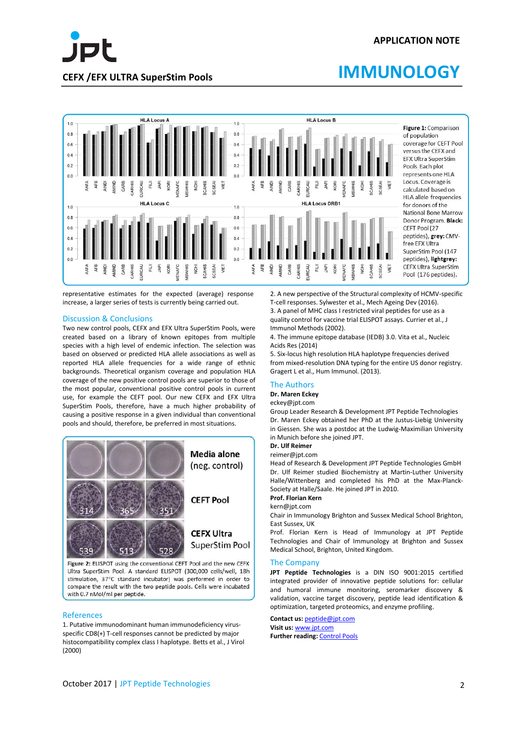HLA Locus A

1.0
0.8
0.6
0.4
0.2
0.0

AAFA AFB AINDI AMIND CARB CARHIS EURCAU FILII JAPI KORI MENAFC MSWHIS NCHI SCAHIS SCSEAI VIET

HLA Locus B

1.0
0.8
0.6
0.4
0.2
0.0

AAFA AFB AINDI AMIND CARB CARHIS EURCAU FILII JAPI KORI MENAFC MSWHIS NCHI SCAHIS SCSEAI VIET

HLA Locus C

1.0
0.8
0.6
0.4
0.2
0.0

AAFA AFB AINDI AMIND CARB CARHIS EURCAU FILII JAPI KORI MENAFC MSWHIS NCHI SCAHIS SCSEAI VIET

HLA Locus DRB1

1.0
0.8
0.6
0.4
0.2
0.0

AAFA AFB AINDI AMIND CARB CARHIS EURCAU FILII JAPI KORI MENAFC MSWHIS NCHI SCAHIS SCSEAI VIET

**Figure 1:** Comparison of population coverage for CEFT Pool versus the CEFX and EFX Ultra SuperStim Pools. Each plot represents one HLA Locus. Coverage is calculated based on HLA allele frequencies for donors of the National Bone Marrow Donor Program. **Black:** CEFT Pool (27 peptides), **grey:** CMV-free EFX Ultra SuperStim Pool (147 peptides), **lightgrey:** CEFX Ultra SuperStim Pool (176 peptides).

representative estimates for the expected (average) response increase, a larger series of tests is currently being carried out.

## Discussion & Conclusions

Two new control pools, CEFX and EFX Ultra SuperStim Pools, were created based on a library of known epitopes from multiple species with a high level of endemic infection. The selection was based on observed or predicted HLA allele associations as well as reported HLA allele frequencies for a wide range of ethnic backgrounds. Theoretical organism coverage and population HLA coverage of the new positive control pools are superior to those of the most popular, conventional positive control pools in current use, for example the CEFT pool. Our new CEFX and EFX Ultra SuperStim Pools, therefore, have a much higher probability of causing a positive response in a given individual than conventional pools and should, therefore, be preferred in most situations.

Media alone (neg. control)

CEFT Pool

314 365 351

CEFX Ultra SuperStim Pool

539 513 528

**Figure 2:** ELISPOT using the conventional CEFT Pool and the new CEFX Ultra SuperStim Pool. A standard ELISPOT (300,000 cells/well, 18h stimulation, 37°C standard incubator) was performed in order to compare the result with the two peptide pools. Cells were incubated with 0.7 nMol/ml per peptide.

## References

1. Putative immunodominant human immunodeficiency virus-specific CD8(+) T-cell responses cannot be predicted by major histocompatibility complex class I haplotype. Betts et al., J Virol (2000)
2. A new perspective of the Structural complexity of HCMV-specific T-cell responses. Sylwester et al., Mech Ageing Dev (2016).
3. A panel of MHC class I restricted viral peptides for use as a quality control for vaccine trial ELISPOT assays. Currier et al., J Immunol Methods (2002).
4. The immune epitope database (IEDB) 3.0. Vita et al., Nucleic Acids Res (2014)
5. Six-locus high resolution HLA haplotype frequencies derived from mixed-resolution DNA typing for the entire US donor registry. Gragert L et al., Hum Immunol. (2013).

## The Authors

**Dr. Maren Eckey**
eckey@jpt.com
Group Leader Research & Development JPT Peptide Technologies
Dr. Maren Eckey obtained her PhD at the Justus-Liebig University in Giessen. She was a postdoc at the Ludwig-Maximilian University in Munich before she joined JPT.

**Dr. Ulf Reimer**
reimer@jpt.com
Head of Research & Development JPT Peptide Technologies GmbH
Dr. Ulf Reimer studied Biochemistry at Martin-Luther University Halle/Wittenberg and completed his PhD at the Max-Planck-Society at Halle/Saale. He joined JPT in 2010.

**Prof. Florian Kern**
kern@jpt.com
Chair in Immunology Brighton and Sussex Medical School Brighton, East Sussex, UK
Prof. Florian Kern is Head of Immunology at JPT Peptide Technologies and Chair of Immunology at Brighton and Sussex Medical School, Brighton, United Kingdom.

## The Company

**JPT Peptide Technologies** is a DIN ISO 9001:2015 certified integrated provider of innovative peptide solutions for: cellular and humoral immune monitoring, seromarker discovery & validation, vaccine target discovery, peptide lead identification & optimization, targeted proteomics, and enzyme profiling.

**Contact us:** peptide@jpt.com
**Visit us:** www.jpt.com
**Further reading:** Control Pools